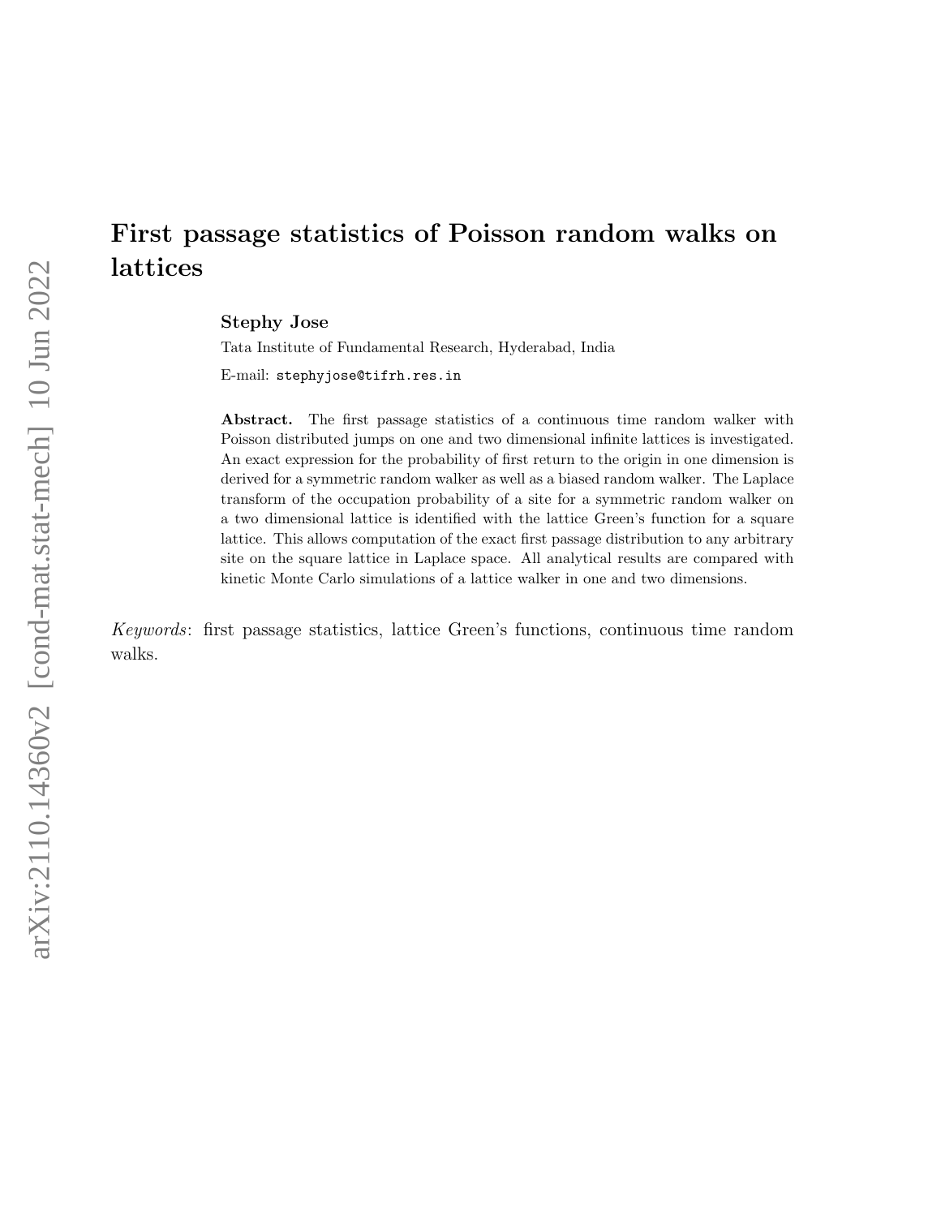# First passage statistics of Poisson random walks on lattices

**Stephy Jose**

Tata Institute of Fundamental Research, Hyderabad, India

E-mail: stephyjose@tifrh.res.in

**Abstract.** The first passage statistics of a continuous time random walker with Poisson distributed jumps on one and two dimensional infinite lattices is investigated. An exact expression for the probability of first return to the origin in one dimension is derived for a symmetric random walker as well as a biased random walker. The Laplace transform of the occupation probability of a site for a symmetric random walker on a two dimensional lattice is identified with the lattice Green's function for a square lattice. This allows computation of the exact first passage distribution to any arbitrary site on the square lattice in Laplace space. All analytical results are compared with kinetic Monte Carlo simulations of a lattice walker in one and two dimensions.

*Keywords*: first passage statistics, lattice Green's functions, continuous time random walks.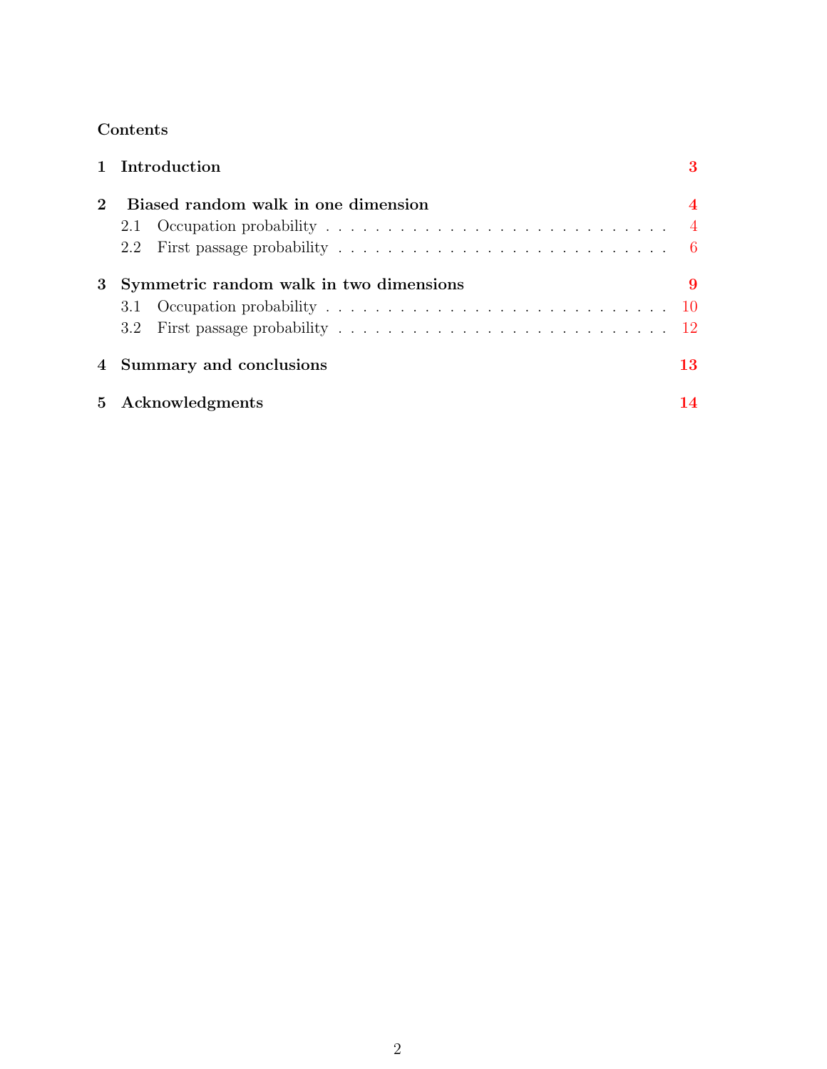## Contents

**1 Introduction** — **3**

**2 Biased random walk in one dimension** — **4**

- 2.1 Occupation probability — 4
- 2.2 First passage probability — 6

**3 Symmetric random walk in two dimensions** — **9**

- 3.1 Occupation probability — 10
- 3.2 First passage probability — 12

**4 Summary and conclusions** — **13**

**5 Acknowledgments** — **14**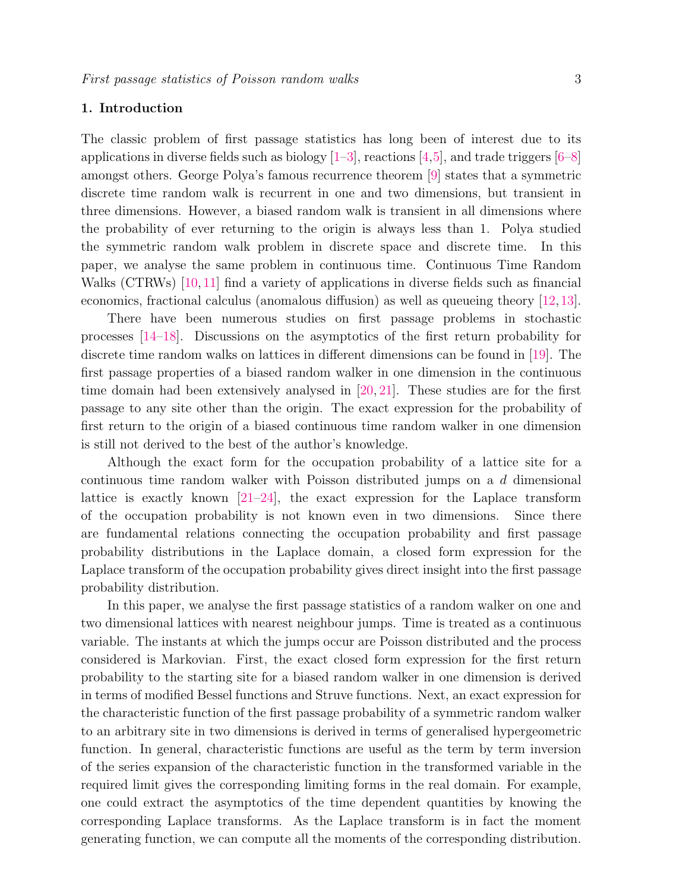## 1. Introduction

The classic problem of first passage statistics has long been of interest due to its applications in diverse fields such as biology [1–3], reactions [4,5], and trade triggers [6–8] amongst others. George Polya's famous recurrence theorem [9] states that a symmetric discrete time random walk is recurrent in one and two dimensions, but transient in three dimensions. However, a biased random walk is transient in all dimensions where the probability of ever returning to the origin is always less than 1. Polya studied the symmetric random walk problem in discrete space and discrete time. In this paper, we analyse the same problem in continuous time. Continuous Time Random Walks (CTRWs) [10, 11] find a variety of applications in diverse fields such as financial economics, fractional calculus (anomalous diffusion) as well as queueing theory [12, 13].

There have been numerous studies on first passage problems in stochastic processes [14–18]. Discussions on the asymptotics of the first return probability for discrete time random walks on lattices in different dimensions can be found in [19]. The first passage properties of a biased random walker in one dimension in the continuous time domain had been extensively analysed in [20, 21]. These studies are for the first passage to any site other than the origin. The exact expression for the probability of first return to the origin of a biased continuous time random walker in one dimension is still not derived to the best of the author's knowledge.

Although the exact form for the occupation probability of a lattice site for a continuous time random walker with Poisson distributed jumps on a $d$ dimensional lattice is exactly known [21–24], the exact expression for the Laplace transform of the occupation probability is not known even in two dimensions. Since there are fundamental relations connecting the occupation probability and first passage probability distributions in the Laplace domain, a closed form expression for the Laplace transform of the occupation probability gives direct insight into the first passage probability distribution.

In this paper, we analyse the first passage statistics of a random walker on one and two dimensional lattices with nearest neighbour jumps. Time is treated as a continuous variable. The instants at which the jumps occur are Poisson distributed and the process considered is Markovian. First, the exact closed form expression for the first return probability to the starting site for a biased random walker in one dimension is derived in terms of modified Bessel functions and Struve functions. Next, an exact expression for the characteristic function of the first passage probability of a symmetric random walker to an arbitrary site in two dimensions is derived in terms of generalised hypergeometric function. In general, characteristic functions are useful as the term by term inversion of the series expansion of the characteristic function in the transformed variable in the required limit gives the corresponding limiting forms in the real domain. For example, one could extract the asymptotics of the time dependent quantities by knowing the corresponding Laplace transforms. As the Laplace transform is in fact the moment generating function, we can compute all the moments of the corresponding distribution.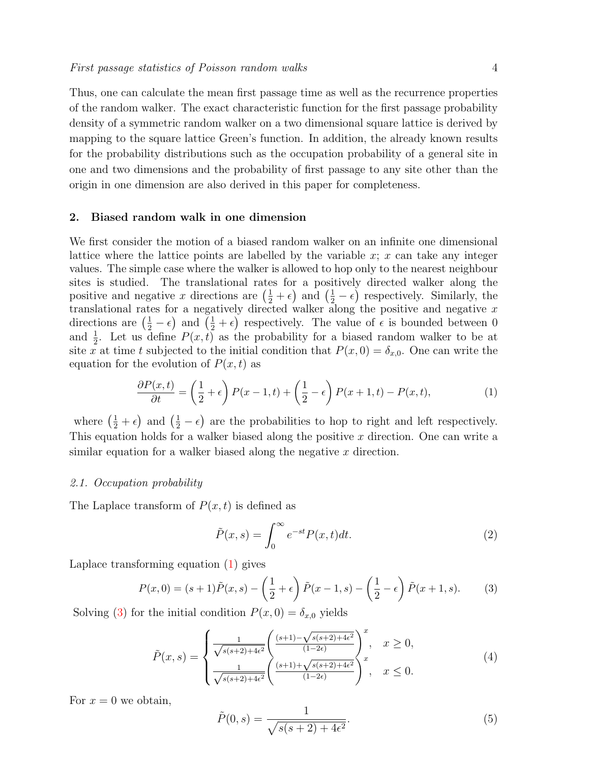Thus, one can calculate the mean first passage time as well as the recurrence properties of the random walker. The exact characteristic function for the first passage probability density of a symmetric random walker on a two dimensional square lattice is derived by mapping to the square lattice Green's function. In addition, the already known results for the probability distributions such as the occupation probability of a general site in one and two dimensions and the probability of first passage to any site other than the origin in one dimension are also derived in this paper for completeness.

## 2. Biased random walk in one dimension

We first consider the motion of a biased random walker on an infinite one dimensional lattice where the lattice points are labelled by the variable $x$; $x$ can take any integer values. The simple case where the walker is allowed to hop only to the nearest neighbour sites is studied. The translational rates for a positively directed walker along the positive and negative $x$ directions are $\left(\frac{1}{2}+\epsilon\right)$ and $\left(\frac{1}{2}-\epsilon\right)$ respectively. Similarly, the translational rates for a negatively directed walker along the positive and negative $x$ directions are $\left(\frac{1}{2}-\epsilon\right)$ and $\left(\frac{1}{2}+\epsilon\right)$ respectively. The value of $\epsilon$ is bounded between 0 and $\frac{1}{2}$. Let us define $P(x,t)$ as the probability for a biased random walker to be at site $x$ at time $t$ subjected to the initial condition that $P(x,0)=\delta_{x,0}$. One can write the equation for the evolution of $P(x,t)$ as

$$\frac{\partial P(x,t)}{\partial t} = \left(\frac{1}{2}+\epsilon\right)P(x-1,t) + \left(\frac{1}{2}-\epsilon\right)P(x+1,t) - P(x,t), \tag{1}$$

where $\left(\frac{1}{2}+\epsilon\right)$ and $\left(\frac{1}{2}-\epsilon\right)$ are the probabilities to hop to right and left respectively. This equation holds for a walker biased along the positive $x$ direction. One can write a similar equation for a walker biased along the negative $x$ direction.

### *2.1. Occupation probability*

The Laplace transform of $P(x,t)$ is defined as

$$\tilde{P}(x,s) = \int_0^\infty e^{-st}P(x,t)dt. \tag{2}$$

Laplace transforming equation (1) gives

$$P(x,0) = (s+1)\tilde{P}(x,s) - \left(\frac{1}{2}+\epsilon\right)\tilde{P}(x-1,s) - \left(\frac{1}{2}-\epsilon\right)\tilde{P}(x+1,s). \tag{3}$$

Solving (3) for the initial condition $P(x,0)=\delta_{x,0}$ yields

$$\tilde{P}(x,s) = \begin{cases} \frac{1}{\sqrt{s(s+2)+4\epsilon^2}}\left(\frac{(s+1)-\sqrt{s(s+2)+4\epsilon^2}}{(1-2\epsilon)}\right)^x, & x \geq 0, \\ \frac{1}{\sqrt{s(s+2)+4\epsilon^2}}\left(\frac{(s+1)+\sqrt{s(s+2)+4\epsilon^2}}{(1-2\epsilon)}\right)^x, & x \leq 0. \end{cases} \tag{4}$$

For $x=0$ we obtain,

$$\tilde{P}(0,s) = \frac{1}{\sqrt{s(s+2)+4\epsilon^2}}. \tag{5}$$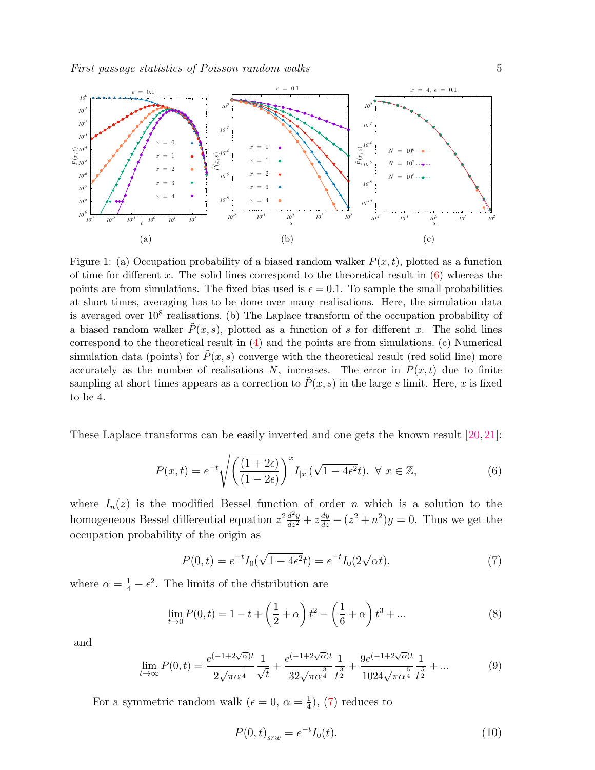Figure 1: (a) Occupation probability of a biased random walker $P(x,t)$, plotted as a function of time for different $x$. The solid lines correspond to the theoretical result in (6) whereas the points are from simulations. The fixed bias used is $\epsilon = 0.1$. To sample the small probabilities at short times, averaging has to be done over many realisations. Here, the simulation data is averaged over $10^8$ realisations. (b) The Laplace transform of the occupation probability of a biased random walker $\tilde{P}(x,s)$, plotted as a function of $s$ for different $x$. The solid lines correspond to the theoretical result in (4) and the points are from simulations. (c) Numerical simulation data (points) for $\tilde{P}(x,s)$ converge with the theoretical result (red solid line) more accurately as the number of realisations $N$, increases. The error in $P(x,t)$ due to finite sampling at short times appears as a correction to $\tilde{P}(x,s)$ in the large $s$ limit. Here, $x$ is fixed to be 4.

These Laplace transforms can be easily inverted and one gets the known result [20,21]:

$$P(x,t) = e^{-t}\sqrt{\left(\frac{(1+2\epsilon)}{(1-2\epsilon)}\right)^x} I_{|x|}(\sqrt{1-4\epsilon^2}t), \ \forall \ x \in \mathbb{Z}, \tag{6}$$

where $I_n(z)$ is the modified Bessel function of order $n$ which is a solution to the homogeneous Bessel differential equation $z^2\frac{d^2y}{dz^2} + z\frac{dy}{dz} - (z^2+n^2)y = 0$. Thus we get the occupation probability of the origin as

$$P(0,t) = e^{-t}I_0(\sqrt{1-4\epsilon^2}t) = e^{-t}I_0(2\sqrt{\alpha}t), \tag{7}$$

where $\alpha = \frac{1}{4} - \epsilon^2$. The limits of the distribution are

$$\lim_{t\to 0} P(0,t) = 1 - t + \left(\frac{1}{2}+\alpha\right)t^2 - \left(\frac{1}{6}+\alpha\right)t^3 + ... \tag{8}$$

and

$$\lim_{t\to\infty} P(0,t) = \frac{e^{(-1+2\sqrt{\alpha})t}}{2\sqrt{\pi}\alpha^{\frac{1}{4}}}\frac{1}{\sqrt{t}} + \frac{e^{(-1+2\sqrt{\alpha})t}}{32\sqrt{\pi}\alpha^{\frac{3}{4}}}\frac{1}{t^{\frac{3}{2}}} + \frac{9e^{(-1+2\sqrt{\alpha})t}}{1024\sqrt{\pi}\alpha^{\frac{5}{4}}}\frac{1}{t^{\frac{5}{2}}} + ... \tag{9}$$

For a symmetric random walk ($\epsilon = 0$, $\alpha = \frac{1}{4}$), (7) reduces to

$$P(0,t)_{srw} = e^{-t}I_0(t). \tag{10}$$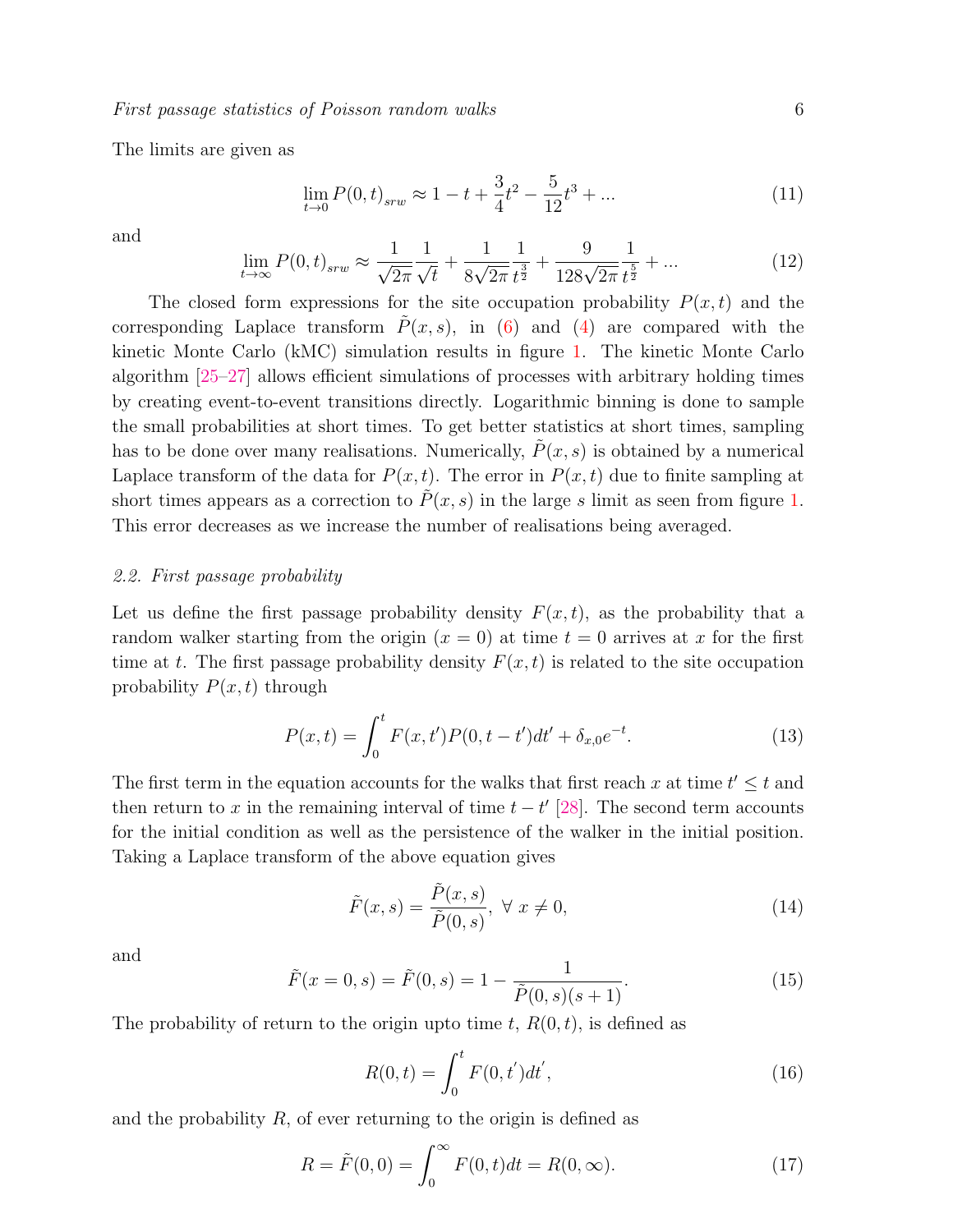The limits are given as

$$\lim_{t\to 0} P(0,t)_{srw} \approx 1 - t + \frac{3}{4}t^2 - \frac{5}{12}t^3 + ... \tag{11}$$

and

$$\lim_{t\to\infty} P(0,t)_{srw} \approx \frac{1}{\sqrt{2\pi}}\frac{1}{\sqrt{t}} + \frac{1}{8\sqrt{2\pi}}\frac{1}{t^{\frac{3}{2}}} + \frac{9}{128\sqrt{2\pi}}\frac{1}{t^{\frac{5}{2}}} + ... \tag{12}$$

The closed form expressions for the site occupation probability $P(x,t)$ and the corresponding Laplace transform $\tilde{P}(x,s)$, in (6) and (4) are compared with the kinetic Monte Carlo (kMC) simulation results in figure 1. The kinetic Monte Carlo algorithm [25–27] allows efficient simulations of processes with arbitrary holding times by creating event-to-event transitions directly. Logarithmic binning is done to sample the small probabilities at short times. To get better statistics at short times, sampling has to be done over many realisations. Numerically, $\tilde{P}(x,s)$ is obtained by a numerical Laplace transform of the data for $P(x,t)$. The error in $P(x,t)$ due to finite sampling at short times appears as a correction to $\tilde{P}(x,s)$ in the large $s$ limit as seen from figure 1. This error decreases as we increase the number of realisations being averaged.

### *2.2. First passage probability*

Let us define the first passage probability density $F(x,t)$, as the probability that a random walker starting from the origin ($x = 0$) at time $t = 0$ arrives at $x$ for the first time at $t$. The first passage probability density $F(x,t)$ is related to the site occupation probability $P(x,t)$ through

$$P(x,t) = \int_0^t F(x,t')P(0,t-t')dt' + \delta_{x,0}e^{-t}. \tag{13}$$

The first term in the equation accounts for the walks that first reach $x$ at time $t' \leq t$ and then return to $x$ in the remaining interval of time $t - t'$ [28]. The second term accounts for the initial condition as well as the persistence of the walker in the initial position. Taking a Laplace transform of the above equation gives

$$\tilde{F}(x,s) = \frac{\tilde{P}(x,s)}{\tilde{P}(0,s)},\ \forall\ x \neq 0, \tag{14}$$

and

$$\tilde{F}(x=0,s) = \tilde{F}(0,s) = 1 - \frac{1}{\tilde{P}(0,s)(s+1)}. \tag{15}$$

The probability of return to the origin upto time $t$, $R(0,t)$, is defined as

$$R(0,t) = \int_0^t F(0,t^{'})dt^{'}, \tag{16}$$

and the probability $R$, of ever returning to the origin is defined as

$$R = \tilde{F}(0,0) = \int_0^\infty F(0,t)dt = R(0,\infty). \tag{17}$$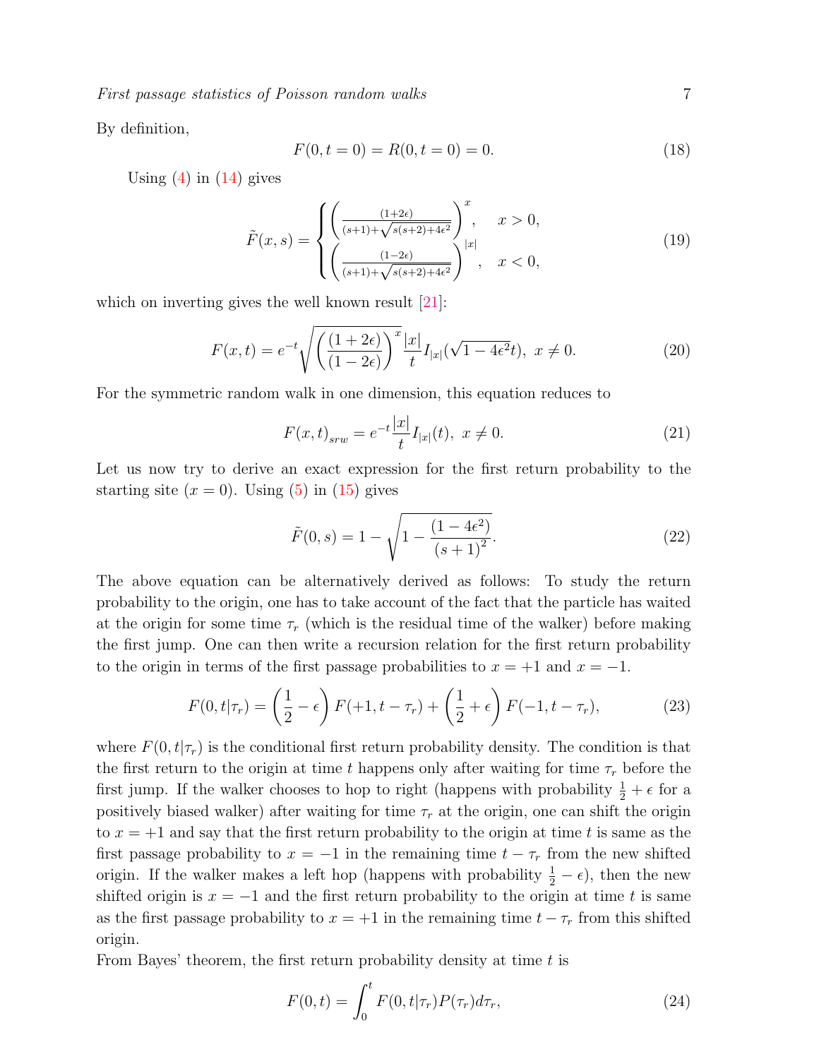By definition,

$$F(0, t=0) = R(0, t=0) = 0. \tag{18}$$

Using (4) in (14) gives

$$\tilde{F}(x,s) = \begin{cases} \left( \frac{(1+2\epsilon)}{(s+1)+\sqrt{s(s+2)+4\epsilon^2}} \right)^x, & x > 0, \\ \left( \frac{(1-2\epsilon)}{(s+1)+\sqrt{s(s+2)+4\epsilon^2}} \right)^{|x|}, & x < 0, \end{cases} \tag{19}$$

which on inverting gives the well known result [21]:

$$F(x,t) = e^{-t} \sqrt{\left( \frac{(1+2\epsilon)}{(1-2\epsilon)} \right)^x} \frac{|x|}{t} I_{|x|}(\sqrt{1-4\epsilon^2}t), \ x \neq 0. \tag{20}$$

For the symmetric random walk in one dimension, this equation reduces to

$$F(x,t)_{srw} = e^{-t} \frac{|x|}{t} I_{|x|}(t), \ x \neq 0. \tag{21}$$

Let us now try to derive an exact expression for the first return probability to the starting site ($x = 0$). Using (5) in (15) gives

$$\tilde{F}(0,s) = 1 - \sqrt{1 - \frac{(1-4\epsilon^2)}{(s+1)^2}}. \tag{22}$$

The above equation can be alternatively derived as follows: To study the return probability to the origin, one has to take account of the fact that the particle has waited at the origin for some time $\tau_r$ (which is the residual time of the walker) before making the first jump. One can then write a recursion relation for the first return probability to the origin in terms of the first passage probabilities to $x = +1$ and $x = -1$.

$$F(0, t|\tau_r) = \left( \frac{1}{2} - \epsilon \right) F(+1, t-\tau_r) + \left( \frac{1}{2} + \epsilon \right) F(-1, t-\tau_r), \tag{23}$$

where $F(0, t|\tau_r)$ is the conditional first return probability density. The condition is that the first return to the origin at time $t$ happens only after waiting for time $\tau_r$ before the first jump. If the walker chooses to hop to right (happens with probability $\frac{1}{2} + \epsilon$ for a positively biased walker) after waiting for time $\tau_r$ at the origin, one can shift the origin to $x = +1$ and say that the first return probability to the origin at time $t$ is same as the first passage probability to $x = -1$ in the remaining time $t - \tau_r$ from the new shifted origin. If the walker makes a left hop (happens with probability $\frac{1}{2} - \epsilon$), then the new shifted origin is $x = -1$ and the first return probability to the origin at time $t$ is same as the first passage probability to $x = +1$ in the remaining time $t - \tau_r$ from this shifted origin.

From Bayes' theorem, the first return probability density at time $t$ is

$$F(0,t) = \int_0^t F(0, t|\tau_r) P(\tau_r) d\tau_r, \tag{24}$$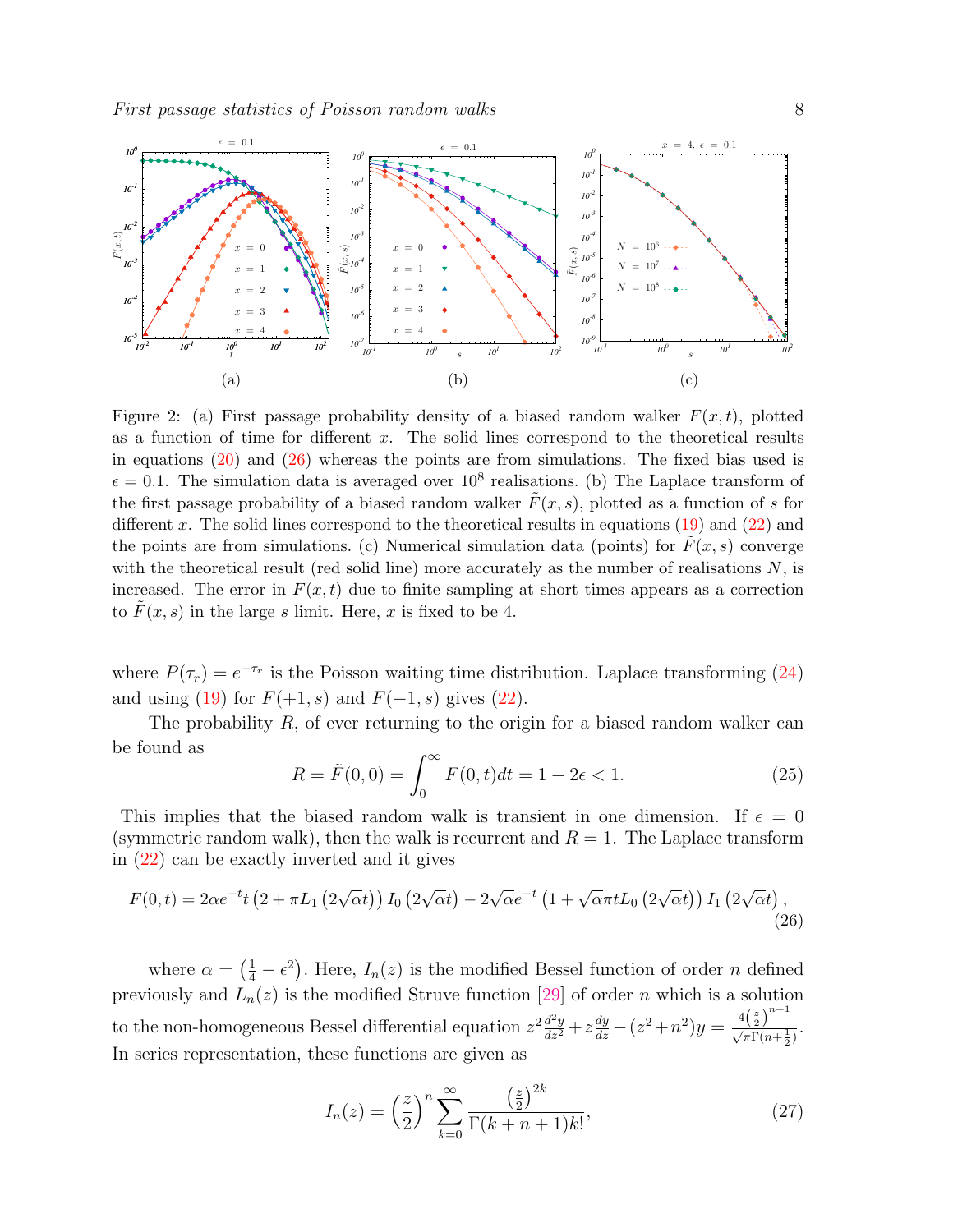Figure 2: (a) First passage probability density of a biased random walker $F(x,t)$, plotted as a function of time for different $x$. The solid lines correspond to the theoretical results in equations (20) and (26) whereas the points are from simulations. The fixed bias used is $\epsilon = 0.1$. The simulation data is averaged over $10^8$ realisations. (b) The Laplace transform of the first passage probability of a biased random walker $\tilde{F}(x,s)$, plotted as a function of $s$ for different $x$. The solid lines correspond to the theoretical results in equations (19) and (22) and the points are from simulations. (c) Numerical simulation data (points) for $\tilde{F}(x,s)$ converge with the theoretical result (red solid line) more accurately as the number of realisations $N$, is increased. The error in $F(x,t)$ due to finite sampling at short times appears as a correction to $\tilde{F}(x,s)$ in the large $s$ limit. Here, $x$ is fixed to be 4.

where $P(\tau_r) = e^{-\tau_r}$ is the Poisson waiting time distribution. Laplace transforming (24) and using (19) for $F(+1,s)$ and $F(-1,s)$ gives (22).

The probability $R$, of ever returning to the origin for a biased random walker can be found as

$$R = \tilde{F}(0,0) = \int_0^\infty F(0,t)dt = 1 - 2\epsilon < 1. \tag{25}$$

This implies that the biased random walk is transient in one dimension. If $\epsilon = 0$ (symmetric random walk), then the walk is recurrent and $R = 1$. The Laplace transform in (22) can be exactly inverted and it gives

$$F(0,t) = 2\alpha e^{-t} t \left(2 + \pi L_1\left(2\sqrt{\alpha}t\right)\right) I_0\left(2\sqrt{\alpha}t\right) - 2\sqrt{\alpha} e^{-t}\left(1 + \sqrt{\alpha}\pi t L_0\left(2\sqrt{\alpha}t\right)\right) I_1\left(2\sqrt{\alpha}t\right), \tag{26}$$

where $\alpha = \left(\frac{1}{4} - \epsilon^2\right)$. Here, $I_n(z)$ is the modified Bessel function of order $n$ defined previously and $L_n(z)$ is the modified Struve function [29] of order $n$ which is a solution to the non-homogeneous Bessel differential equation $z^2\frac{d^2y}{dz^2} + z\frac{dy}{dz} - (z^2+n^2)y = \frac{4\left(\frac{z}{2}\right)^{n+1}}{\sqrt{\pi}\Gamma(n+\frac{1}{2})}$. In series representation, these functions are given as

$$I_n(z) = \left(\frac{z}{2}\right)^n \sum_{k=0}^{\infty} \frac{\left(\frac{z}{2}\right)^{2k}}{\Gamma(k+n+1)k!}, \tag{27}$$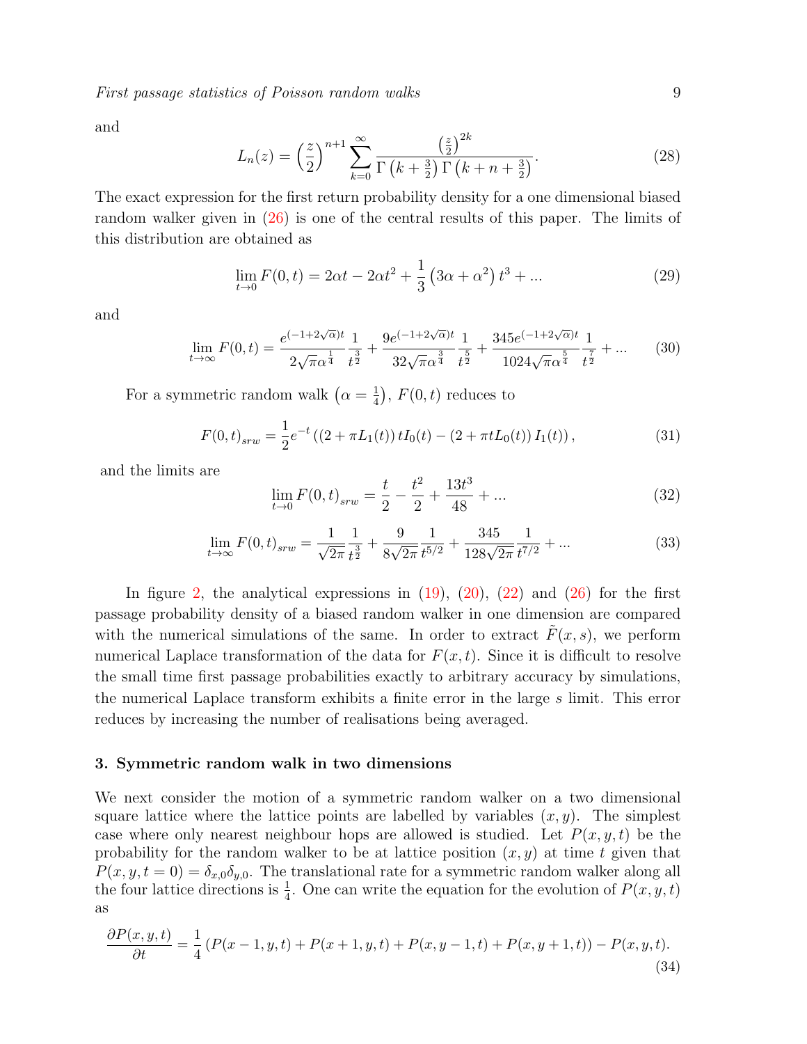and

$$L_n(z) = \left(\frac{z}{2}\right)^{n+1} \sum_{k=0}^{\infty} \frac{\left(\frac{z}{2}\right)^{2k}}{\Gamma\left(k+\frac{3}{2}\right)\Gamma\left(k+n+\frac{3}{2}\right)}. \tag{28}$$

The exact expression for the first return probability density for a one dimensional biased random walker given in (26) is one of the central results of this paper. The limits of this distribution are obtained as

$$\lim_{t\to 0} F(0,t) = 2\alpha t - 2\alpha t^2 + \frac{1}{3}\left(3\alpha + \alpha^2\right)t^3 + ... \tag{29}$$

and

$$\lim_{t\to\infty} F(0,t) = \frac{e^{(-1+2\sqrt{\alpha})t}}{2\sqrt{\pi}\alpha^{\frac{1}{4}}}\frac{1}{t^{\frac{3}{2}}} + \frac{9e^{(-1+2\sqrt{\alpha})t}}{32\sqrt{\pi}\alpha^{\frac{3}{4}}}\frac{1}{t^{\frac{5}{2}}} + \frac{345e^{(-1+2\sqrt{\alpha})t}}{1024\sqrt{\pi}\alpha^{\frac{5}{4}}}\frac{1}{t^{\frac{7}{2}}} + ... \tag{30}$$

For a symmetric random walk $\left(\alpha = \frac{1}{4}\right)$, $F(0,t)$ reduces to

$$F(0,t)_{srw} = \frac{1}{2}e^{-t}\left(\left(2+\pi L_1(t)\right)tI_0(t) - \left(2+\pi tL_0(t)\right)I_1(t)\right), \tag{31}$$

and the limits are

$$\lim_{t\to 0} F(0,t)_{srw} = \frac{t}{2} - \frac{t^2}{2} + \frac{13t^3}{48} + ... \tag{32}$$

$$\lim_{t\to\infty} F(0,t)_{srw} = \frac{1}{\sqrt{2\pi}}\frac{1}{t^{\frac{3}{2}}} + \frac{9}{8\sqrt{2\pi}}\frac{1}{t^{5/2}} + \frac{345}{128\sqrt{2\pi}}\frac{1}{t^{7/2}} + ... \tag{33}$$

In figure 2, the analytical expressions in (19), (20), (22) and (26) for the first passage probability density of a biased random walker in one dimension are compared with the numerical simulations of the same. In order to extract $\tilde{F}(x,s)$, we perform numerical Laplace transformation of the data for $F(x,t)$. Since it is difficult to resolve the small time first passage probabilities exactly to arbitrary accuracy by simulations, the numerical Laplace transform exhibits a finite error in the large $s$ limit. This error reduces by increasing the number of realisations being averaged.

## 3. Symmetric random walk in two dimensions

We next consider the motion of a symmetric random walker on a two dimensional square lattice where the lattice points are labelled by variables $(x,y)$. The simplest case where only nearest neighbour hops are allowed is studied. Let $P(x,y,t)$ be the probability for the random walker to be at lattice position $(x,y)$ at time $t$ given that $P(x,y,t=0) = \delta_{x,0}\delta_{y,0}$. The translational rate for a symmetric random walker along all the four lattice directions is $\frac{1}{4}$. One can write the equation for the evolution of $P(x,y,t)$ as

$$\frac{\partial P(x,y,t)}{\partial t} = \frac{1}{4}\left(P(x-1,y,t) + P(x+1,y,t) + P(x,y-1,t) + P(x,y+1,t)\right) - P(x,y,t). \tag{34}$$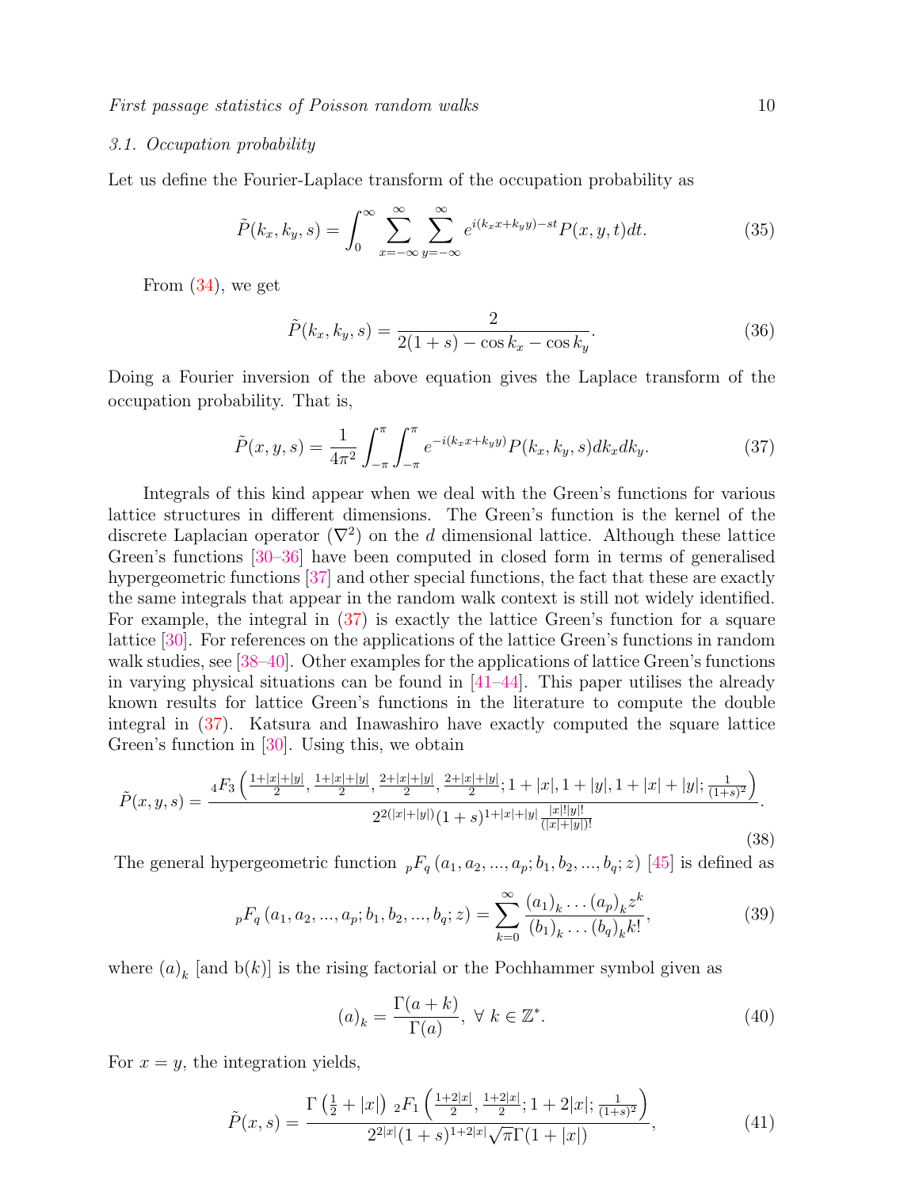### 3.1. Occupation probability

Let us define the Fourier-Laplace transform of the occupation probability as

$$\tilde{P}(k_x, k_y, s) = \int_0^\infty \sum_{x=-\infty}^{\infty} \sum_{y=-\infty}^{\infty} e^{i(k_x x + k_y y) - st} P(x, y, t) dt. \tag{35}$$

From (34), we get

$$\tilde{P}(k_x, k_y, s) = \frac{2}{2(1+s) - \cos k_x - \cos k_y}. \tag{36}$$

Doing a Fourier inversion of the above equation gives the Laplace transform of the occupation probability. That is,

$$\tilde{P}(x, y, s) = \frac{1}{4\pi^2} \int_{-\pi}^{\pi} \int_{-\pi}^{\pi} e^{-i(k_x x + k_y y)} P(k_x, k_y, s) dk_x dk_y. \tag{37}$$

Integrals of this kind appear when we deal with the Green's functions for various lattice structures in different dimensions. The Green's function is the kernel of the discrete Laplacian operator ($\nabla^2$) on the $d$ dimensional lattice. Although these lattice Green's functions [30–36] have been computed in closed form in terms of generalised hypergeometric functions [37] and other special functions, the fact that these are exactly the same integrals that appear in the random walk context is still not widely identified. For example, the integral in (37) is exactly the lattice Green's function for a square lattice [30]. For references on the applications of the lattice Green's functions in random walk studies, see [38–40]. Other examples for the applications of lattice Green's functions in varying physical situations can be found in [41–44]. This paper utilises the already known results for lattice Green's functions in the literature to compute the double integral in (37). Katsura and Inawashiro have exactly computed the square lattice Green's function in [30]. Using this, we obtain

$$\tilde{P}(x, y, s) = \frac{{}_4F_3\left(\frac{1+|x|+|y|}{2}, \frac{1+|x|+|y|}{2}, \frac{2+|x|+|y|}{2}, \frac{2+|x|+|y|}{2}; 1+|x|, 1+|y|, 1+|x|+|y|; \frac{1}{(1+s)^2}\right)}{2^{2(|x|+|y|)}(1+s)^{1+|x|+|y|} \frac{|x|!|y|!}{(|x|+|y|)!}}. \tag{38}$$

The general hypergeometric function ${}_pF_q\left(a_1, a_2, ..., a_p; b_1, b_2, ..., b_q; z\right)$ [45] is defined as

$${}_pF_q\left(a_1, a_2, ..., a_p; b_1, b_2, ..., b_q; z\right) = \sum_{k=0}^{\infty} \frac{(a_1)_k \dots (a_p)_k z^k}{(b_1)_k \dots (b_q)_k k!}, \tag{39}$$

where $(a)_k$ [and b($k$)] is the rising factorial or the Pochhammer symbol given as

$$(a)_k = \frac{\Gamma(a+k)}{\Gamma(a)},\ \forall\ k \in \mathbb{Z}^*. \tag{40}$$

For $x = y$, the integration yields,

$$\tilde{P}(x, s) = \frac{\Gamma\left(\frac{1}{2} + |x|\right) {}_2F_1\left(\frac{1+2|x|}{2}, \frac{1+2|x|}{2}; 1+2|x|; \frac{1}{(1+s)^2}\right)}{2^{2|x|}(1+s)^{1+2|x|}\sqrt{\pi}\Gamma(1+|x|)}, \tag{41}$$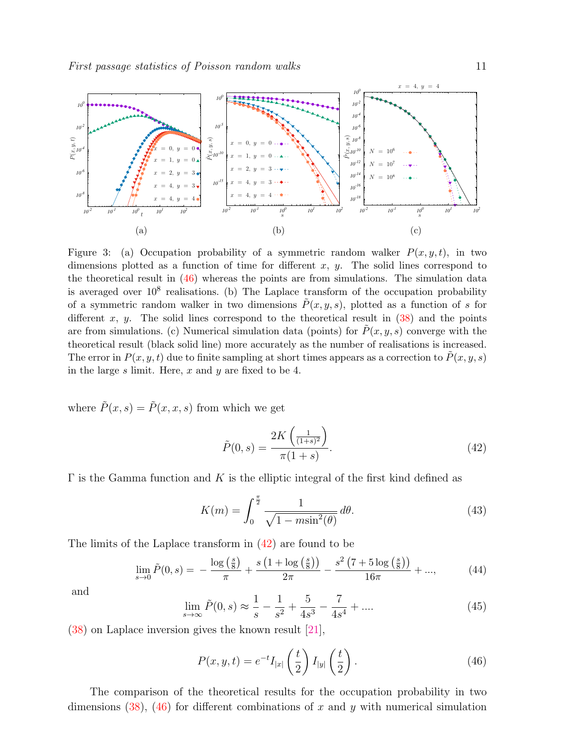Figure 3: (a) Occupation probability of a symmetric random walker $P(x, y, t)$, in two dimensions plotted as a function of time for different $x$, $y$. The solid lines correspond to the theoretical result in (46) whereas the points are from simulations. The simulation data is averaged over $10^8$ realisations. (b) The Laplace transform of the occupation probability of a symmetric random walker in two dimensions $\tilde{P}(x, y, s)$, plotted as a function of $s$ for different $x$, $y$. The solid lines correspond to the theoretical result in (38) and the points are from simulations. (c) Numerical simulation data (points) for $\tilde{P}(x, y, s)$ converge with the theoretical result (black solid line) more accurately as the number of realisations is increased. The error in $P(x, y, t)$ due to finite sampling at short times appears as a correction to $\tilde{P}(x, y, s)$ in the large $s$ limit. Here, $x$ and $y$ are fixed to be 4.

where $\tilde{P}(x, s) = \tilde{P}(x, x, s)$ from which we get

$$\tilde{P}(0, s) = \frac{2K\left(\frac{1}{(1+s)^2}\right)}{\pi(1+s)}. \tag{42}$$

$\Gamma$ is the Gamma function and $K$ is the elliptic integral of the first kind defined as

$$K(m) = \int_0^{\frac{\pi}{2}} \frac{1}{\sqrt{1 - m\sin^2(\theta)}}\, d\theta. \tag{43}$$

The limits of the Laplace transform in (42) are found to be

$$\lim_{s \to 0} \tilde{P}(0, s) = -\frac{\log\left(\frac{s}{8}\right)}{\pi} + \frac{s\left(1 + \log\left(\frac{s}{8}\right)\right)}{2\pi} - \frac{s^2\left(7 + 5\log\left(\frac{s}{8}\right)\right)}{16\pi} + ..., \tag{44}$$

and

$$\lim_{s \to \infty} \tilde{P}(0, s) \approx \frac{1}{s} - \frac{1}{s^2} + \frac{5}{4s^3} - \frac{7}{4s^4} + .... \tag{45}$$

(38) on Laplace inversion gives the known result [21],

$$P(x, y, t) = e^{-t} I_{|x|}\left(\frac{t}{2}\right) I_{|y|}\left(\frac{t}{2}\right). \tag{46}$$

The comparison of the theoretical results for the occupation probability in two dimensions (38), (46) for different combinations of $x$ and $y$ with numerical simulation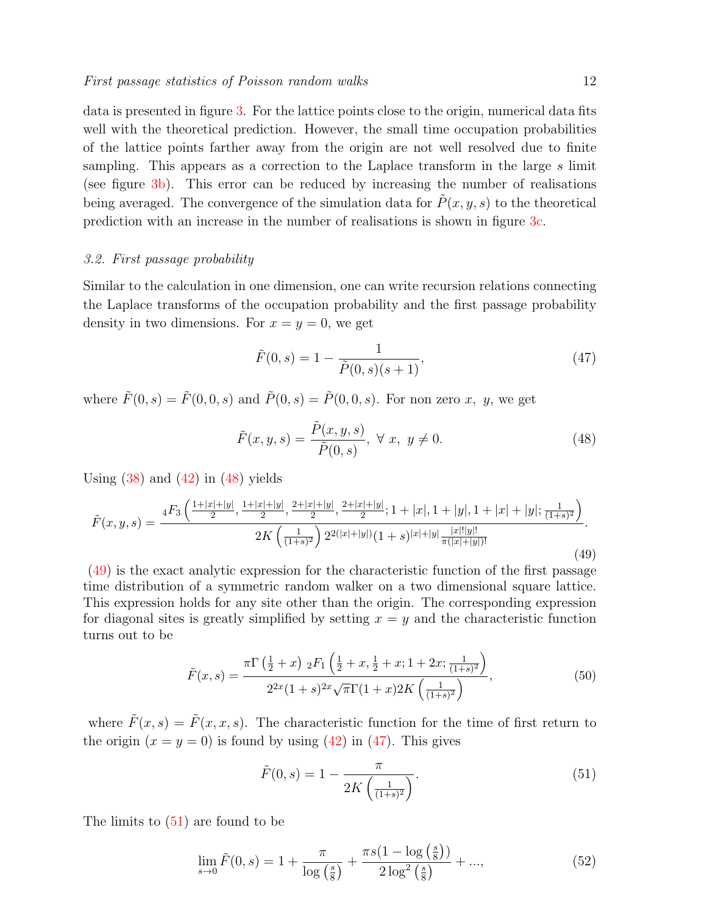data is presented in figure 3. For the lattice points close to the origin, numerical data fits well with the theoretical prediction. However, the small time occupation probabilities of the lattice points farther away from the origin are not well resolved due to finite sampling. This appears as a correction to the Laplace transform in the large $s$ limit (see figure 3b). This error can be reduced by increasing the number of realisations being averaged. The convergence of the simulation data for $\tilde{P}(x, y, s)$ to the theoretical prediction with an increase in the number of realisations is shown in figure 3c.

### *3.2. First passage probability*

Similar to the calculation in one dimension, one can write recursion relations connecting the Laplace transforms of the occupation probability and the first passage probability density in two dimensions. For $x = y = 0$, we get

$$\tilde{F}(0, s) = 1 - \frac{1}{\tilde{P}(0, s)(s+1)}, \tag{47}$$

where $\tilde{F}(0, s) = \tilde{F}(0, 0, s)$ and $\tilde{P}(0, s) = \tilde{P}(0, 0, s)$. For non zero $x,\ y$, we get

$$\tilde{F}(x, y, s) = \frac{\tilde{P}(x, y, s)}{\tilde{P}(0, s)},\ \forall\ x,\ y \neq 0. \tag{48}$$

Using (38) and (42) in (48) yields

$$\tilde{F}(x, y, s) = \frac{{}_4F_3\left(\frac{1+|x|+|y|}{2}, \frac{1+|x|+|y|}{2}, \frac{2+|x|+|y|}{2}, \frac{2+|x|+|y|}{2}; 1+|x|, 1+|y|, 1+|x|+|y|; \frac{1}{(1+s)^2}\right)}{2K\left(\frac{1}{(1+s)^2}\right) 2^{2(|x|+|y|)}(1+s)^{|x|+|y|} \frac{|x|!|y|!}{\pi(|x|+|y|)!}}. \tag{49}$$

(49) is the exact analytic expression for the characteristic function of the first passage time distribution of a symmetric random walker on a two dimensional square lattice. This expression holds for any site other than the origin. The corresponding expression for diagonal sites is greatly simplified by setting $x = y$ and the characteristic function turns out to be

$$\tilde{F}(x, s) = \frac{\pi\Gamma\left(\frac{1}{2}+x\right)\ {}_2F_1\left(\frac{1}{2}+x, \frac{1}{2}+x; 1+2x; \frac{1}{(1+s)^2}\right)}{2^{2x}(1+s)^{2x}\sqrt{\pi}\Gamma(1+x) 2K\left(\frac{1}{(1+s)^2}\right)}, \tag{50}$$

where $\tilde{F}(x, s) = \tilde{F}(x, x, s)$. The characteristic function for the time of first return to the origin ($x = y = 0$) is found by using (42) in (47). This gives

$$\tilde{F}(0, s) = 1 - \frac{\pi}{2K\left(\frac{1}{(1+s)^2}\right)}. \tag{51}$$

The limits to (51) are found to be

$$\lim_{s\to 0} \tilde{F}(0, s) = 1 + \frac{\pi}{\log\left(\frac{s}{8}\right)} + \frac{\pi s(1 - \log\left(\frac{s}{8}\right))}{2\log^2\left(\frac{s}{8}\right)} + ..., \tag{52}$$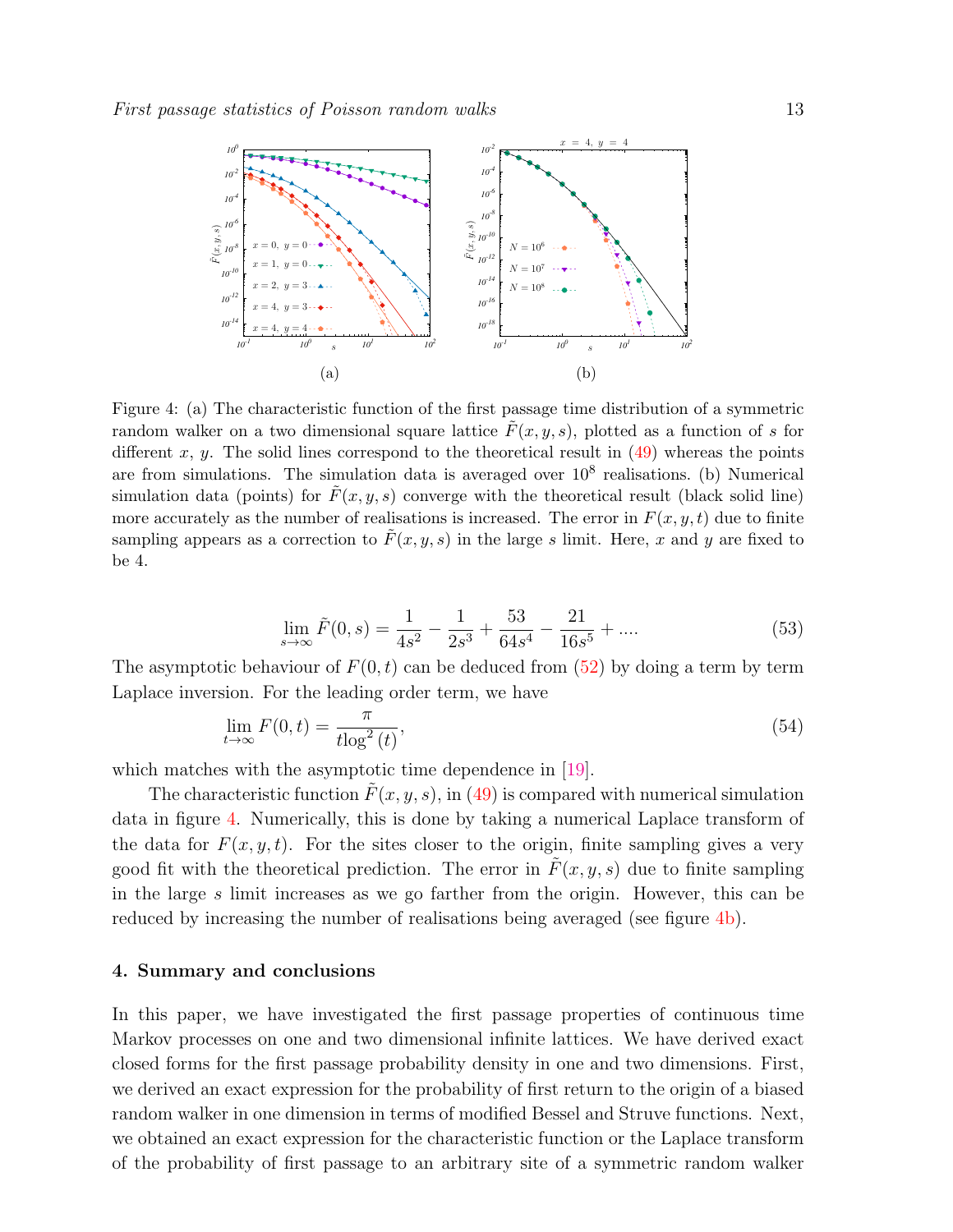Figure 4: (a) The characteristic function of the first passage time distribution of a symmetric random walker on a two dimensional square lattice $\tilde{F}(x, y, s)$, plotted as a function of $s$ for different $x$, $y$. The solid lines correspond to the theoretical result in (49) whereas the points are from simulations. The simulation data is averaged over $10^8$ realisations. (b) Numerical simulation data (points) for $\tilde{F}(x, y, s)$ converge with the theoretical result (black solid line) more accurately as the number of realisations is increased. The error in $F(x, y, t)$ due to finite sampling appears as a correction to $\tilde{F}(x, y, s)$ in the large $s$ limit. Here, $x$ and $y$ are fixed to be 4.

$$\lim_{s\to\infty} \tilde{F}(0, s) = \frac{1}{4s^2} - \frac{1}{2s^3} + \frac{53}{64s^4} - \frac{21}{16s^5} + .... \tag{53}$$

The asymptotic behaviour of $F(0, t)$ can be deduced from (52) by doing a term by term Laplace inversion. For the leading order term, we have

$$\lim_{t\to\infty} F(0, t) = \frac{\pi}{t\log^2(t)}, \tag{54}$$

which matches with the asymptotic time dependence in [19].

The characteristic function $\tilde{F}(x, y, s)$, in (49) is compared with numerical simulation data in figure 4. Numerically, this is done by taking a numerical Laplace transform of the data for $F(x, y, t)$. For the sites closer to the origin, finite sampling gives a very good fit with the theoretical prediction. The error in $\tilde{F}(x, y, s)$ due to finite sampling in the large $s$ limit increases as we go farther from the origin. However, this can be reduced by increasing the number of realisations being averaged (see figure 4b).

## 4. Summary and conclusions

In this paper, we have investigated the first passage properties of continuous time Markov processes on one and two dimensional infinite lattices. We have derived exact closed forms for the first passage probability density in one and two dimensions. First, we derived an exact expression for the probability of first return to the origin of a biased random walker in one dimension in terms of modified Bessel and Struve functions. Next, we obtained an exact expression for the characteristic function or the Laplace transform of the probability of first passage to an arbitrary site of a symmetric random walker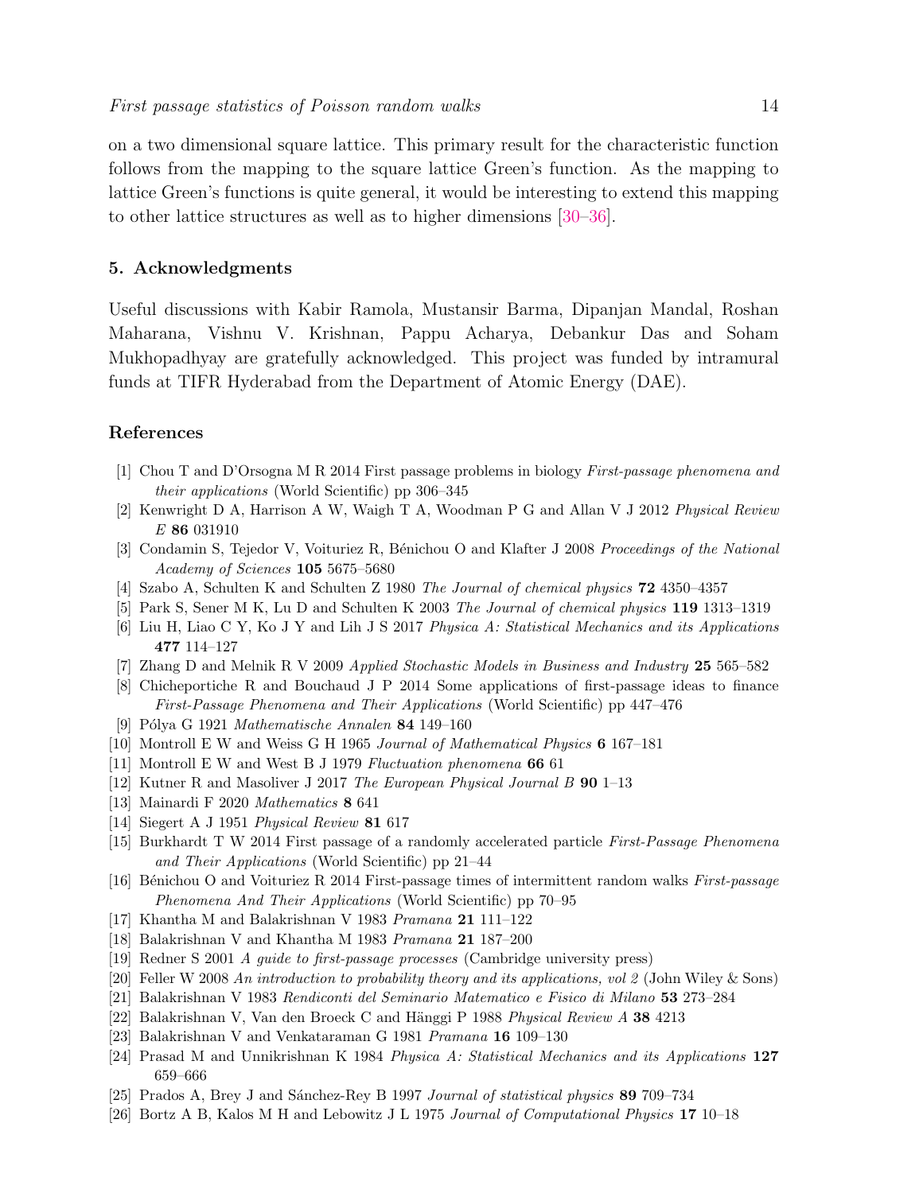on a two dimensional square lattice. This primary result for the characteristic function follows from the mapping to the square lattice Green's function. As the mapping to lattice Green's functions is quite general, it would be interesting to extend this mapping to other lattice structures as well as to higher dimensions [30–36].

## 5. Acknowledgments

Useful discussions with Kabir Ramola, Mustansir Barma, Dipanjan Mandal, Roshan Maharana, Vishnu V. Krishnan, Pappu Acharya, Debankur Das and Soham Mukhopadhyay are gratefully acknowledged. This project was funded by intramural funds at TIFR Hyderabad from the Department of Atomic Energy (DAE).

## References

[1] Chou T and D'Orsogna M R 2014 First passage problems in biology *First-passage phenomena and their applications* (World Scientific) pp 306–345

[2] Kenwright D A, Harrison A W, Waigh T A, Woodman P G and Allan V J 2012 *Physical Review E* **86** 031910

[3] Condamin S, Tejedor V, Voituriez R, Bénichou O and Klafter J 2008 *Proceedings of the National Academy of Sciences* **105** 5675–5680

[4] Szabo A, Schulten K and Schulten Z 1980 *The Journal of chemical physics* **72** 4350–4357

[5] Park S, Sener M K, Lu D and Schulten K 2003 *The Journal of chemical physics* **119** 1313–1319

[6] Liu H, Liao C Y, Ko J Y and Lih J S 2017 *Physica A: Statistical Mechanics and its Applications* **477** 114–127

[7] Zhang D and Melnik R V 2009 *Applied Stochastic Models in Business and Industry* **25** 565–582

[8] Chicheportiche R and Bouchaud J P 2014 Some applications of first-passage ideas to finance *First-Passage Phenomena and Their Applications* (World Scientific) pp 447–476

[9] Pólya G 1921 *Mathematische Annalen* **84** 149–160

[10] Montroll E W and Weiss G H 1965 *Journal of Mathematical Physics* **6** 167–181

[11] Montroll E W and West B J 1979 *Fluctuation phenomena* **66** 61

[12] Kutner R and Masoliver J 2017 *The European Physical Journal B* **90** 1–13

[13] Mainardi F 2020 *Mathematics* **8** 641

[14] Siegert A J 1951 *Physical Review* **81** 617

[15] Burkhardt T W 2014 First passage of a randomly accelerated particle *First-Passage Phenomena and Their Applications* (World Scientific) pp 21–44

[16] Bénichou O and Voituriez R 2014 First-passage times of intermittent random walks *First-passage Phenomena And Their Applications* (World Scientific) pp 70–95

[17] Khantha M and Balakrishnan V 1983 *Pramana* **21** 111–122

[18] Balakrishnan V and Khantha M 1983 *Pramana* **21** 187–200

[19] Redner S 2001 *A guide to first-passage processes* (Cambridge university press)

[20] Feller W 2008 *An introduction to probability theory and its applications, vol 2* (John Wiley & Sons)

[21] Balakrishnan V 1983 *Rendiconti del Seminario Matematico e Fisico di Milano* **53** 273–284

[22] Balakrishnan V, Van den Broeck C and Hänggi P 1988 *Physical Review A* **38** 4213

[23] Balakrishnan V and Venkataraman G 1981 *Pramana* **16** 109–130

[24] Prasad M and Unnikrishnan K 1984 *Physica A: Statistical Mechanics and its Applications* **127** 659–666

[25] Prados A, Brey J and Sánchez-Rey B 1997 *Journal of statistical physics* **89** 709–734

[26] Bortz A B, Kalos M H and Lebowitz J L 1975 *Journal of Computational Physics* **17** 10–18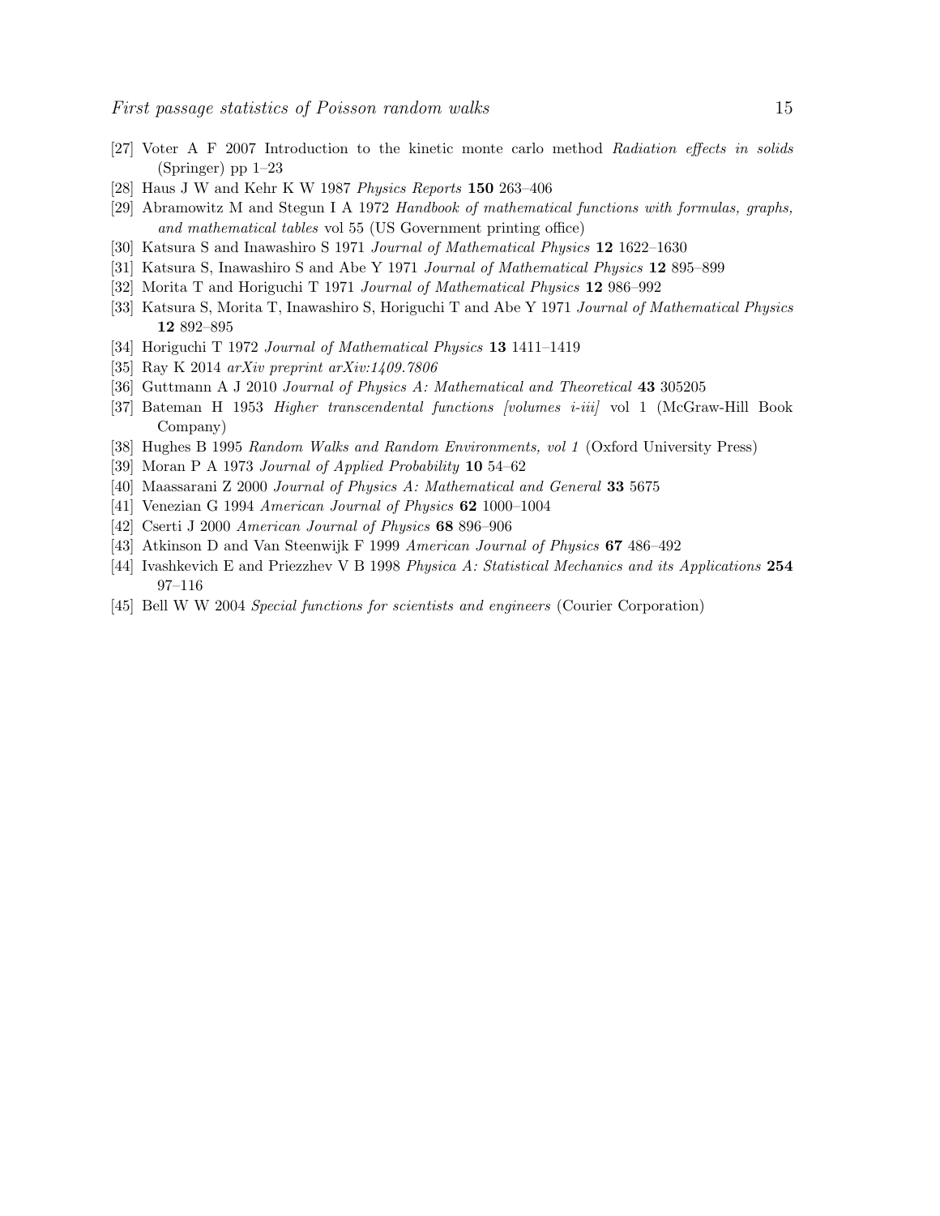[27] Voter A F 2007 Introduction to the kinetic monte carlo method *Radiation effects in solids* (Springer) pp 1–23

[28] Haus J W and Kehr K W 1987 *Physics Reports* **150** 263–406

[29] Abramowitz M and Stegun I A 1972 *Handbook of mathematical functions with formulas, graphs, and mathematical tables* vol 55 (US Government printing office)

[30] Katsura S and Inawashiro S 1971 *Journal of Mathematical Physics* **12** 1622–1630

[31] Katsura S, Inawashiro S and Abe Y 1971 *Journal of Mathematical Physics* **12** 895–899

[32] Morita T and Horiguchi T 1971 *Journal of Mathematical Physics* **12** 986–992

[33] Katsura S, Morita T, Inawashiro S, Horiguchi T and Abe Y 1971 *Journal of Mathematical Physics* **12** 892–895

[34] Horiguchi T 1972 *Journal of Mathematical Physics* **13** 1411–1419

[35] Ray K 2014 *arXiv preprint arXiv:1409.7806*

[36] Guttmann A J 2010 *Journal of Physics A: Mathematical and Theoretical* **43** 305205

[37] Bateman H 1953 *Higher transcendental functions [volumes i-iii]* vol 1 (McGraw-Hill Book Company)

[38] Hughes B 1995 *Random Walks and Random Environments, vol 1* (Oxford University Press)

[39] Moran P A 1973 *Journal of Applied Probability* **10** 54–62

[40] Maassarani Z 2000 *Journal of Physics A: Mathematical and General* **33** 5675

[41] Venezian G 1994 *American Journal of Physics* **62** 1000–1004

[42] Cserti J 2000 *American Journal of Physics* **68** 896–906

[43] Atkinson D and Van Steenwijk F 1999 *American Journal of Physics* **67** 486–492

[44] Ivashkevich E and Priezzhev V B 1998 *Physica A: Statistical Mechanics and its Applications* **254** 97–116

[45] Bell W W 2004 *Special functions for scientists and engineers* (Courier Corporation)